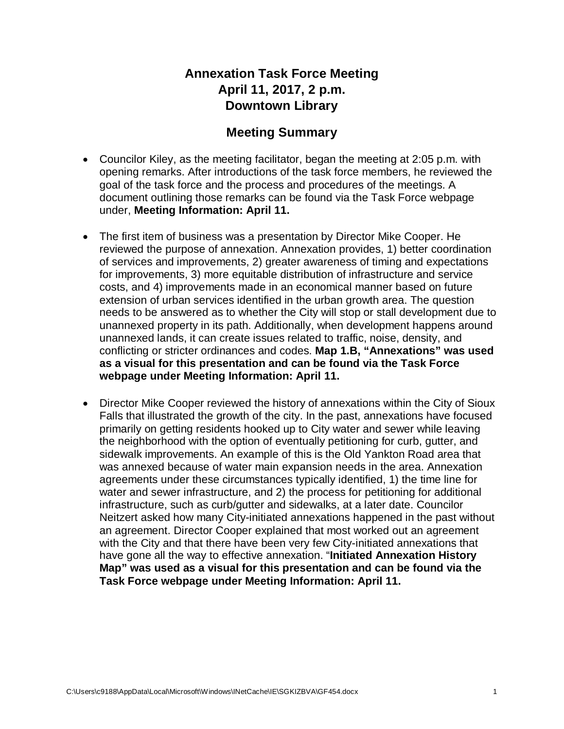# Annexation Task Force Meeting
# April 11, 2017, 2 p.m.
# Downtown Library

## Meeting Summary

- Councilor Kiley, as the meeting facilitator, began the meeting at 2:05 p.m. with opening remarks. After introductions of the task force members, he reviewed the goal of the task force and the process and procedures of the meetings. A document outlining those remarks can be found via the Task Force webpage under, **Meeting Information: April 11.**

- The first item of business was a presentation by Director Mike Cooper. He reviewed the purpose of annexation. Annexation provides, 1) better coordination of services and improvements, 2) greater awareness of timing and expectations for improvements, 3) more equitable distribution of infrastructure and service costs, and 4) improvements made in an economical manner based on future extension of urban services identified in the urban growth area. The question needs to be answered as to whether the City will stop or stall development due to unannexed property in its path. Additionally, when development happens around unannexed lands, it can create issues related to traffic, noise, density, and conflicting or stricter ordinances and codes. **Map 1.B, "Annexations" was used as a visual for this presentation and can be found via the Task Force webpage under Meeting Information: April 11.**

- Director Mike Cooper reviewed the history of annexations within the City of Sioux Falls that illustrated the growth of the city. In the past, annexations have focused primarily on getting residents hooked up to City water and sewer while leaving the neighborhood with the option of eventually petitioning for curb, gutter, and sidewalk improvements. An example of this is the Old Yankton Road area that was annexed because of water main expansion needs in the area. Annexation agreements under these circumstances typically identified, 1) the time line for water and sewer infrastructure, and 2) the process for petitioning for additional infrastructure, such as curb/gutter and sidewalks, at a later date. Councilor Neitzert asked how many City-initiated annexations happened in the past without an agreement. Director Cooper explained that most worked out an agreement with the City and that there have been very few City-initiated annexations that have gone all the way to effective annexation. "**Initiated Annexation History Map" was used as a visual for this presentation and can be found via the Task Force webpage under Meeting Information: April 11.**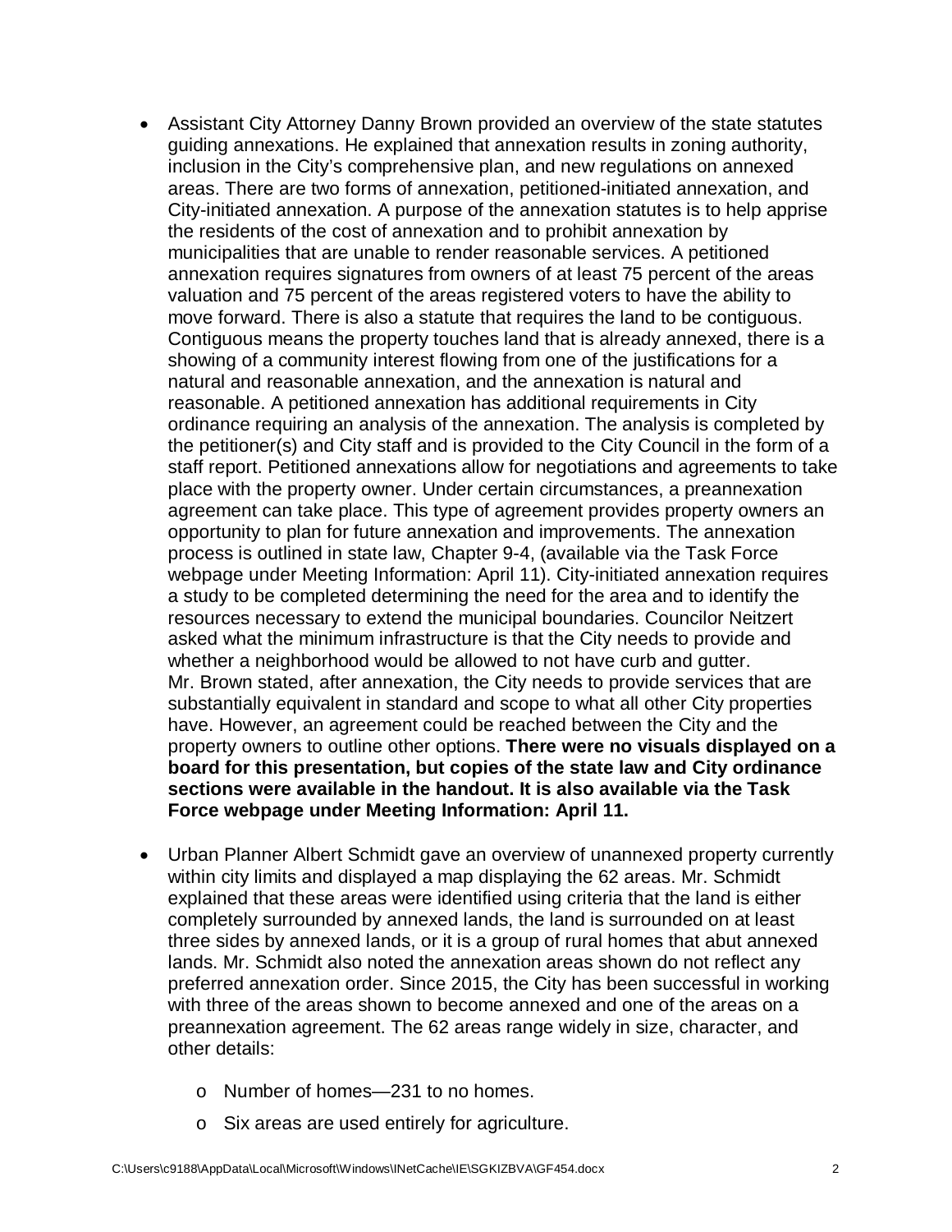- Assistant City Attorney Danny Brown provided an overview of the state statutes guiding annexations. He explained that annexation results in zoning authority, inclusion in the City's comprehensive plan, and new regulations on annexed areas. There are two forms of annexation, petitioned-initiated annexation, and City-initiated annexation. A purpose of the annexation statutes is to help apprise the residents of the cost of annexation and to prohibit annexation by municipalities that are unable to render reasonable services. A petitioned annexation requires signatures from owners of at least 75 percent of the areas valuation and 75 percent of the areas registered voters to have the ability to move forward. There is also a statute that requires the land to be contiguous. Contiguous means the property touches land that is already annexed, there is a showing of a community interest flowing from one of the justifications for a natural and reasonable annexation, and the annexation is natural and reasonable. A petitioned annexation has additional requirements in City ordinance requiring an analysis of the annexation. The analysis is completed by the petitioner(s) and City staff and is provided to the City Council in the form of a staff report. Petitioned annexations allow for negotiations and agreements to take place with the property owner. Under certain circumstances, a preannexation agreement can take place. This type of agreement provides property owners an opportunity to plan for future annexation and improvements. The annexation process is outlined in state law, Chapter 9-4, (available via the Task Force webpage under Meeting Information: April 11). City-initiated annexation requires a study to be completed determining the need for the area and to identify the resources necessary to extend the municipal boundaries. Councilor Neitzert asked what the minimum infrastructure is that the City needs to provide and whether a neighborhood would be allowed to not have curb and gutter. Mr. Brown stated, after annexation, the City needs to provide services that are substantially equivalent in standard and scope to what all other City properties have. However, an agreement could be reached between the City and the property owners to outline other options. **There were no visuals displayed on a board for this presentation, but copies of the state law and City ordinance sections were available in the handout. It is also available via the Task Force webpage under Meeting Information: April 11.**

- Urban Planner Albert Schmidt gave an overview of unannexed property currently within city limits and displayed a map displaying the 62 areas. Mr. Schmidt explained that these areas were identified using criteria that the land is either completely surrounded by annexed lands, the land is surrounded on at least three sides by annexed lands, or it is a group of rural homes that abut annexed lands. Mr. Schmidt also noted the annexation areas shown do not reflect any preferred annexation order. Since 2015, the City has been successful in working with three of the areas shown to become annexed and one of the areas on a preannexation agreement. The 62 areas range widely in size, character, and other details:
  - Number of homes—231 to no homes.
  - Six areas are used entirely for agriculture.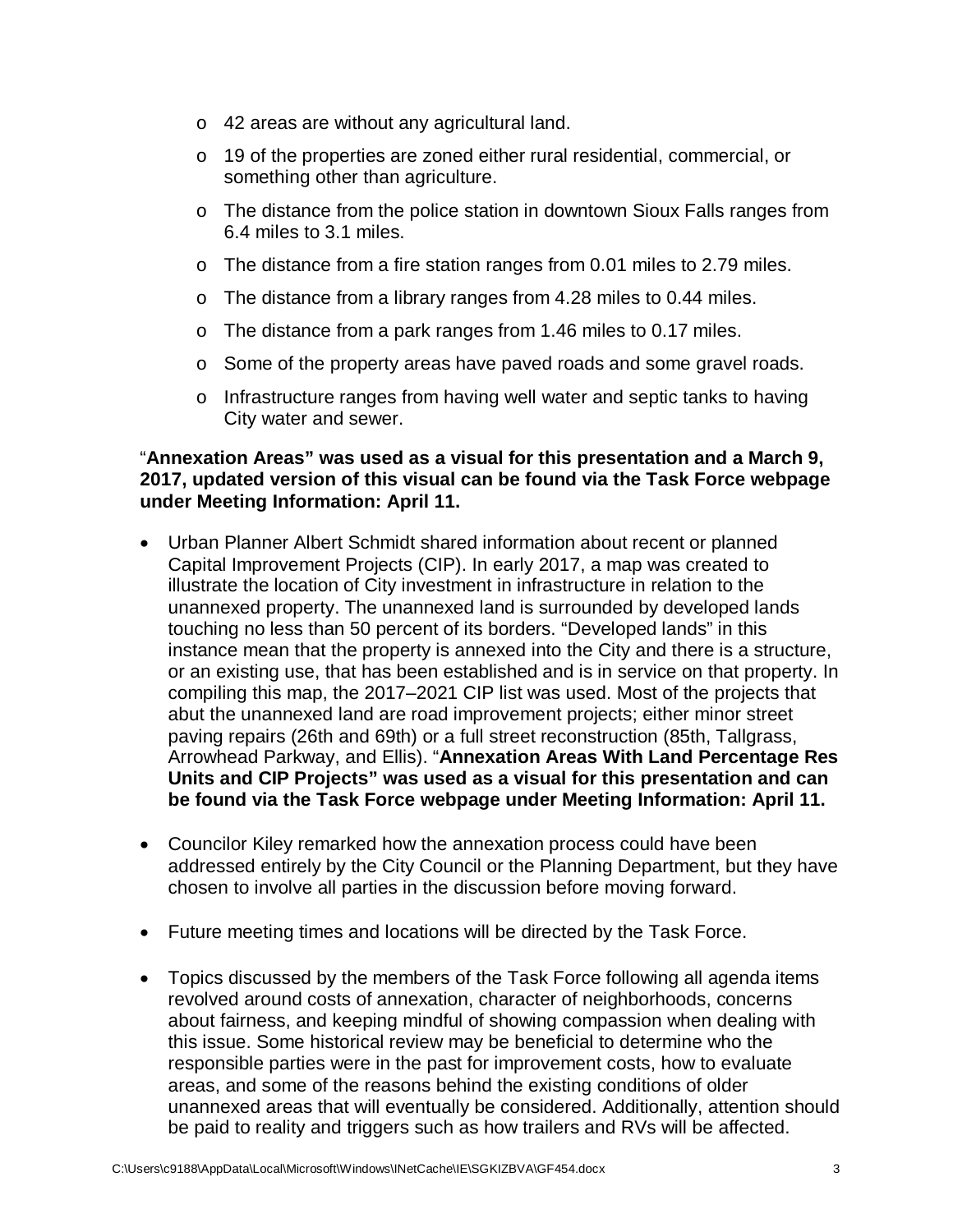- 42 areas are without any agricultural land.
  - 19 of the properties are zoned either rural residential, commercial, or something other than agriculture.
  - The distance from the police station in downtown Sioux Falls ranges from 6.4 miles to 3.1 miles.
  - The distance from a fire station ranges from 0.01 miles to 2.79 miles.
  - The distance from a library ranges from 4.28 miles to 0.44 miles.
  - The distance from a park ranges from 1.46 miles to 0.17 miles.
  - Some of the property areas have paved roads and some gravel roads.
  - Infrastructure ranges from having well water and septic tanks to having City water and sewer.

"**Annexation Areas" was used as a visual for this presentation and a March 9, 2017, updated version of this visual can be found via the Task Force webpage under Meeting Information: April 11.**

- Urban Planner Albert Schmidt shared information about recent or planned Capital Improvement Projects (CIP). In early 2017, a map was created to illustrate the location of City investment in infrastructure in relation to the unannexed property. The unannexed land is surrounded by developed lands touching no less than 50 percent of its borders. "Developed lands" in this instance mean that the property is annexed into the City and there is a structure, or an existing use, that has been established and is in service on that property. In compiling this map, the 2017–2021 CIP list was used. Most of the projects that abut the unannexed land are road improvement projects; either minor street paving repairs (26th and 69th) or a full street reconstruction (85th, Tallgrass, Arrowhead Parkway, and Ellis). "**Annexation Areas With Land Percentage Res Units and CIP Projects" was used as a visual for this presentation and can be found via the Task Force webpage under Meeting Information: April 11.**

- Councilor Kiley remarked how the annexation process could have been addressed entirely by the City Council or the Planning Department, but they have chosen to involve all parties in the discussion before moving forward.

- Future meeting times and locations will be directed by the Task Force.

- Topics discussed by the members of the Task Force following all agenda items revolved around costs of annexation, character of neighborhoods, concerns about fairness, and keeping mindful of showing compassion when dealing with this issue. Some historical review may be beneficial to determine who the responsible parties were in the past for improvement costs, how to evaluate areas, and some of the reasons behind the existing conditions of older unannexed areas that will eventually be considered. Additionally, attention should be paid to reality and triggers such as how trailers and RVs will be affected.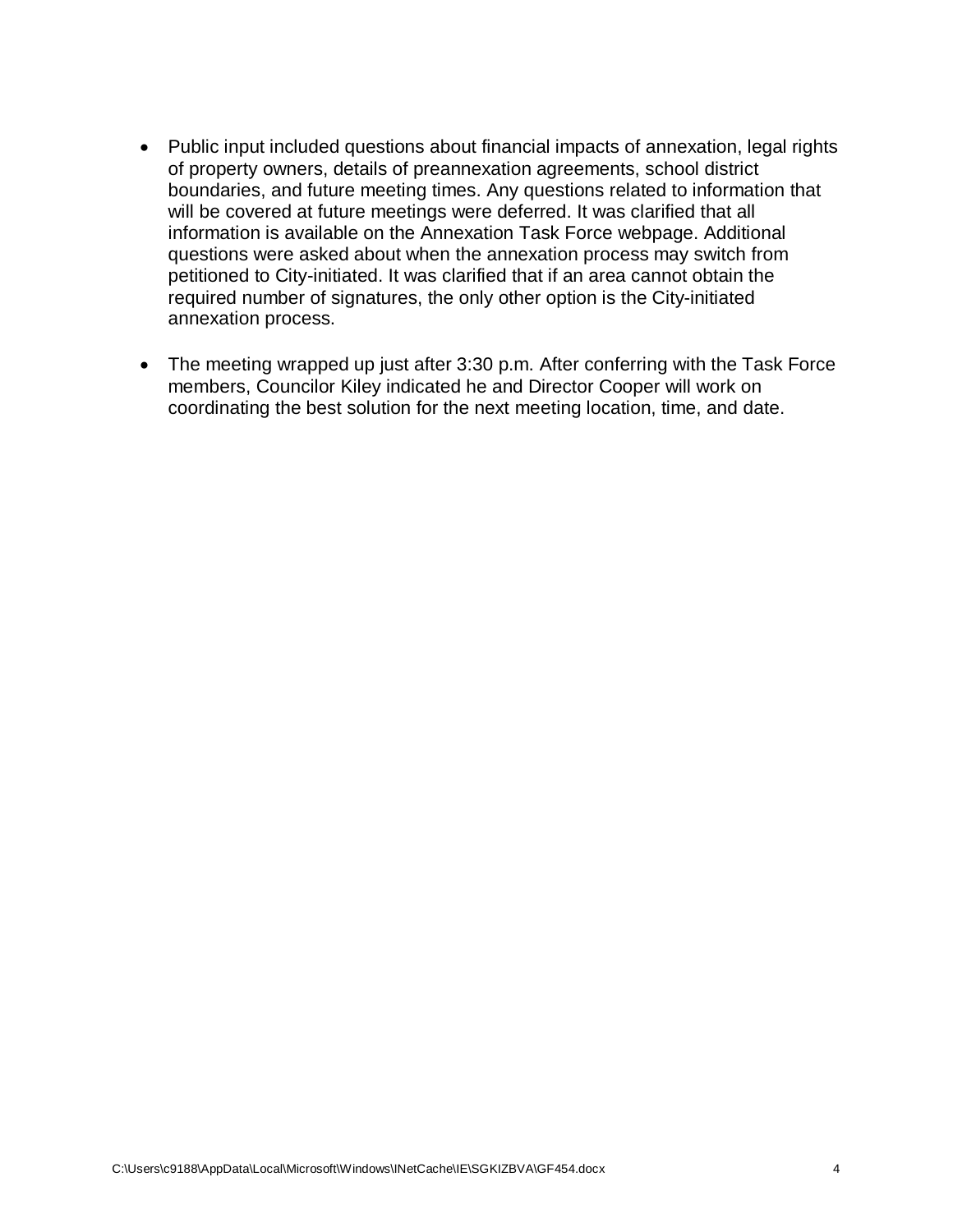- Public input included questions about financial impacts of annexation, legal rights of property owners, details of preannexation agreements, school district boundaries, and future meeting times. Any questions related to information that will be covered at future meetings were deferred. It was clarified that all information is available on the Annexation Task Force webpage. Additional questions were asked about when the annexation process may switch from petitioned to City-initiated. It was clarified that if an area cannot obtain the required number of signatures, the only other option is the City-initiated annexation process.

- The meeting wrapped up just after 3:30 p.m. After conferring with the Task Force members, Councilor Kiley indicated he and Director Cooper will work on coordinating the best solution for the next meeting location, time, and date.